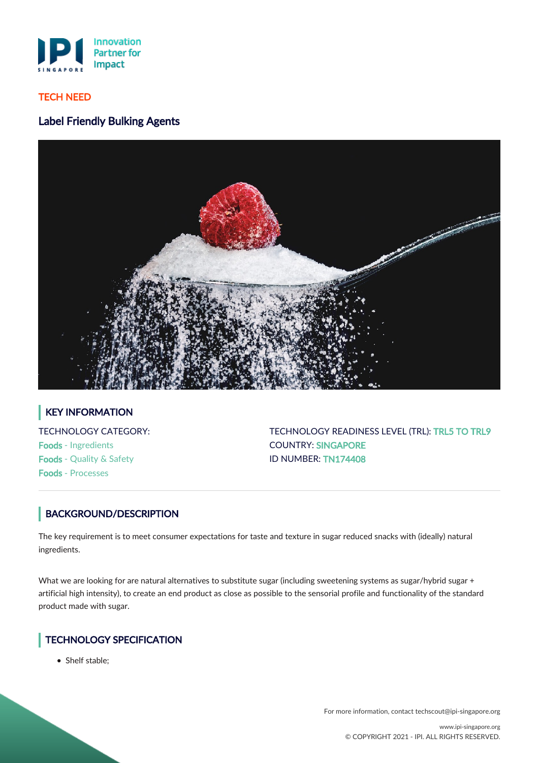TECH NEED

# Label Friendly Bulking Agents

## KEY INFORMATION

TECHNOLOGY CATEGORY:
Foods - Ingredients
Foods - Quality & Safety
Foods - Processes

TECHNOLOGY READINESS LEVEL (TRL): TRL5 TO TRL9
COUNTRY: SINGAPORE
ID NUMBER: TN174408

## BACKGROUND/DESCRIPTION

The key requirement is to meet consumer expectations for taste and texture in sugar reduced snacks with (ideally) natural ingredients.

What we are looking for are natural alternatives to substitute sugar (including sweetening systems as sugar/hybrid sugar + artificial high intensity), to create an end product as close as possible to the sensorial profile and functionality of the standard product made with sugar.

## TECHNOLOGY SPECIFICATION

- Shelf stable;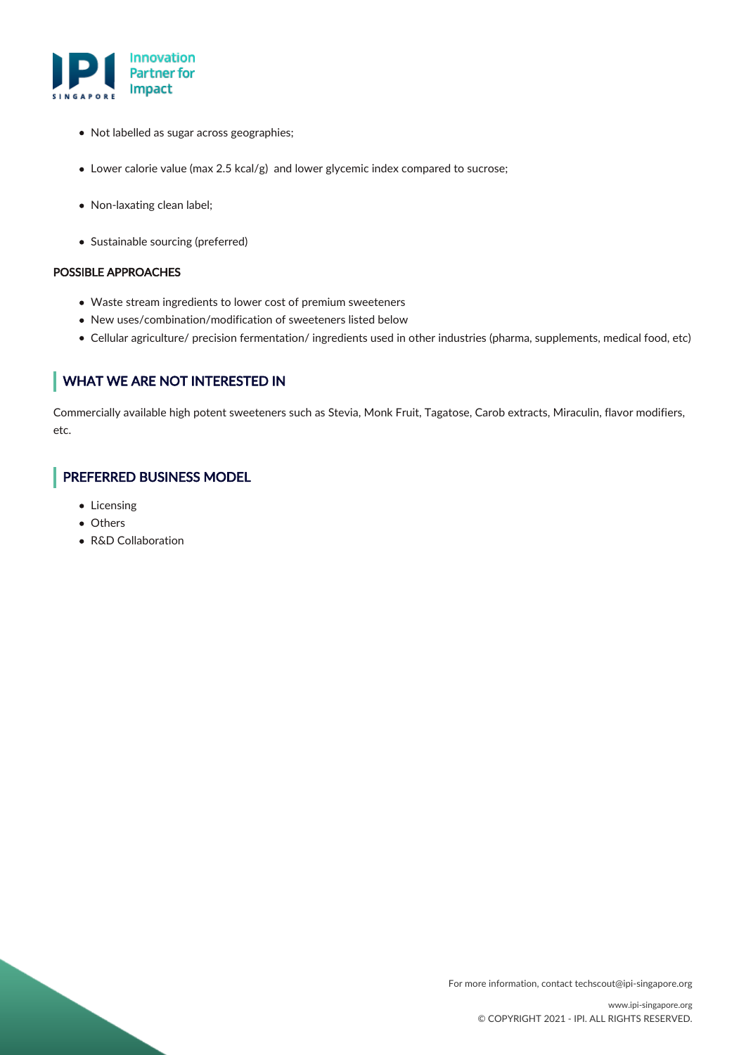- Not labelled as sugar across geographies;
- Lower calorie value (max 2.5 kcal/g) and lower glycemic index compared to sucrose;
- Non-laxating clean label;
- Sustainable sourcing (preferred)

**POSSIBLE APPROACHES**

- Waste stream ingredients to lower cost of premium sweeteners
- New uses/combination/modification of sweeteners listed below
- Cellular agriculture/ precision fermentation/ ingredients used in other industries (pharma, supplements, medical food, etc)

## WHAT WE ARE NOT INTERESTED IN

Commercially available high potent sweeteners such as Stevia, Monk Fruit, Tagatose, Carob extracts, Miraculin, flavor modifiers, etc.

## PREFERRED BUSINESS MODEL

- Licensing
- Others
- R&D Collaboration

For more information, contact techscout@ipi-singapore.org